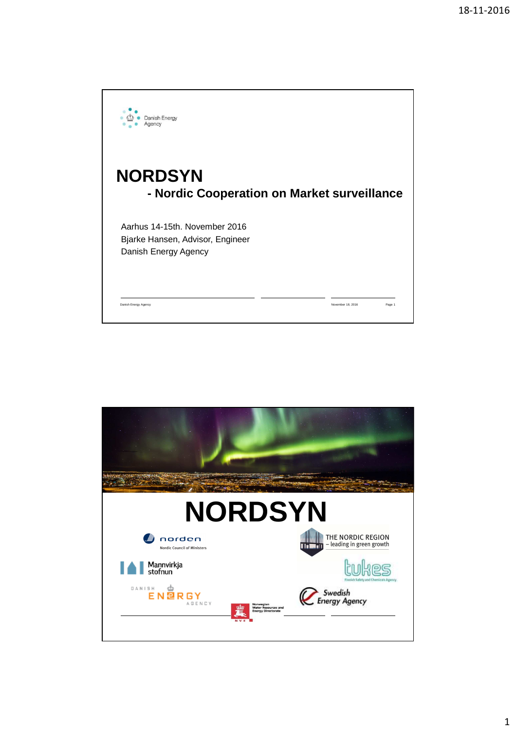Danish Energy Agency

# NORDSYN

## - Nordic Cooperation on Market surveillance

Aarhus 14-15th. November 2016
Bjarke Hansen, Advisor, Engineer
Danish Energy Agency

Danish Energy Agency    November 18, 2016    Page 1

# NORDSYN

norden
Nordic Council of Ministers

THE NORDIC REGION
– leading in green growth

Mannvirkja stofnun

tukes
Finnish Safety and Chemicals Agency

DANISH ENERGY AGENCY

Swedish Energy Agency

Norwegian Water Resources and Energy Directorate
NVE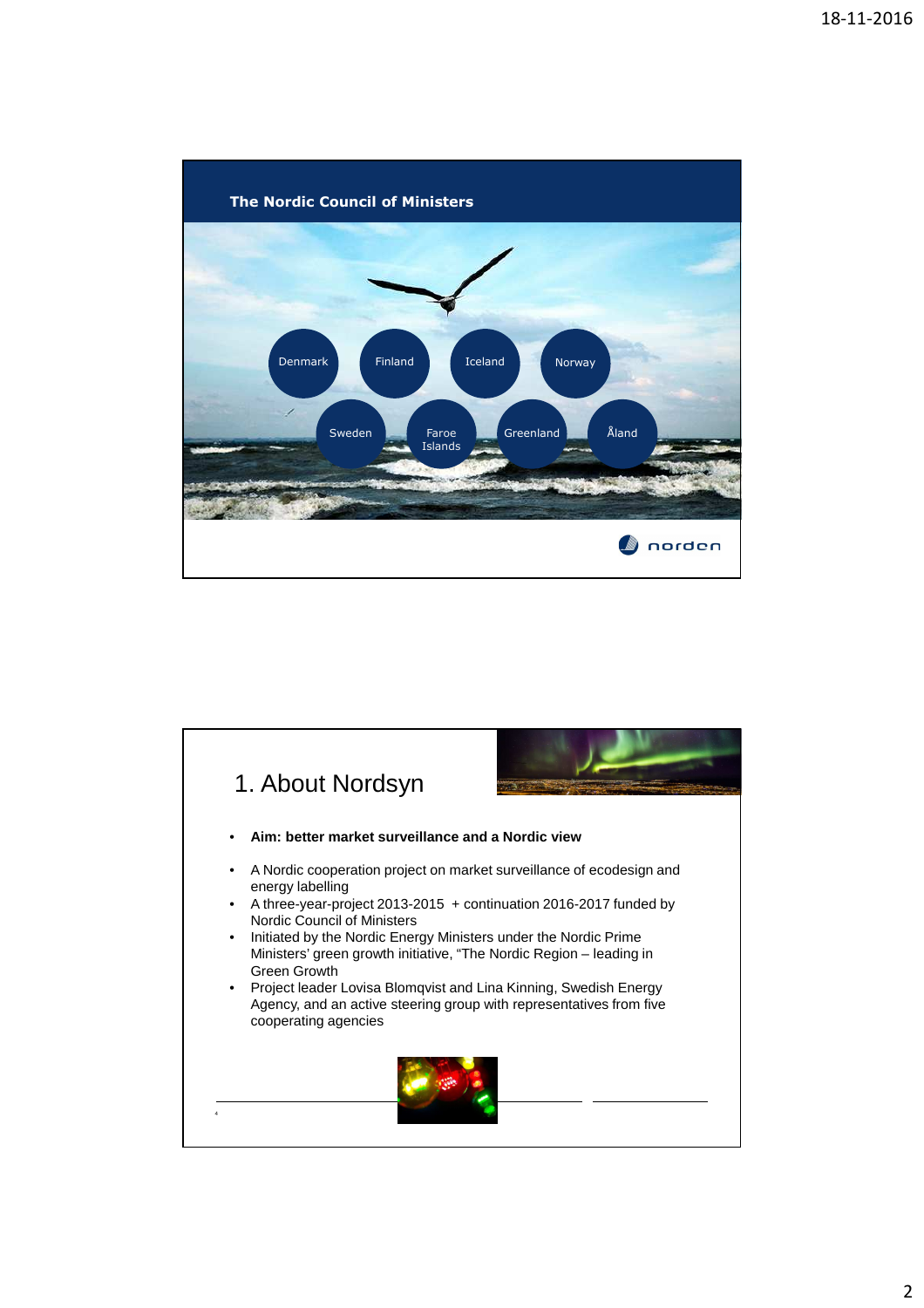## The Nordic Council of Ministers

Denmark Finland Iceland Norway

Sweden Faroe Islands Greenland Åland

norden

# 1. About Nordsyn

- **Aim: better market surveillance and a Nordic view**
- A Nordic cooperation project on market surveillance of ecodesign and energy labelling
- A three-year-project 2013-2015 + continuation 2016-2017 funded by Nordic Council of Ministers
- Initiated by the Nordic Energy Ministers under the Nordic Prime Ministers' green growth initiative, "The Nordic Region – leading in Green Growth
- Project leader Lovisa Blomqvist and Lina Kinning, Swedish Energy Agency, and an active steering group with representatives from five cooperating agencies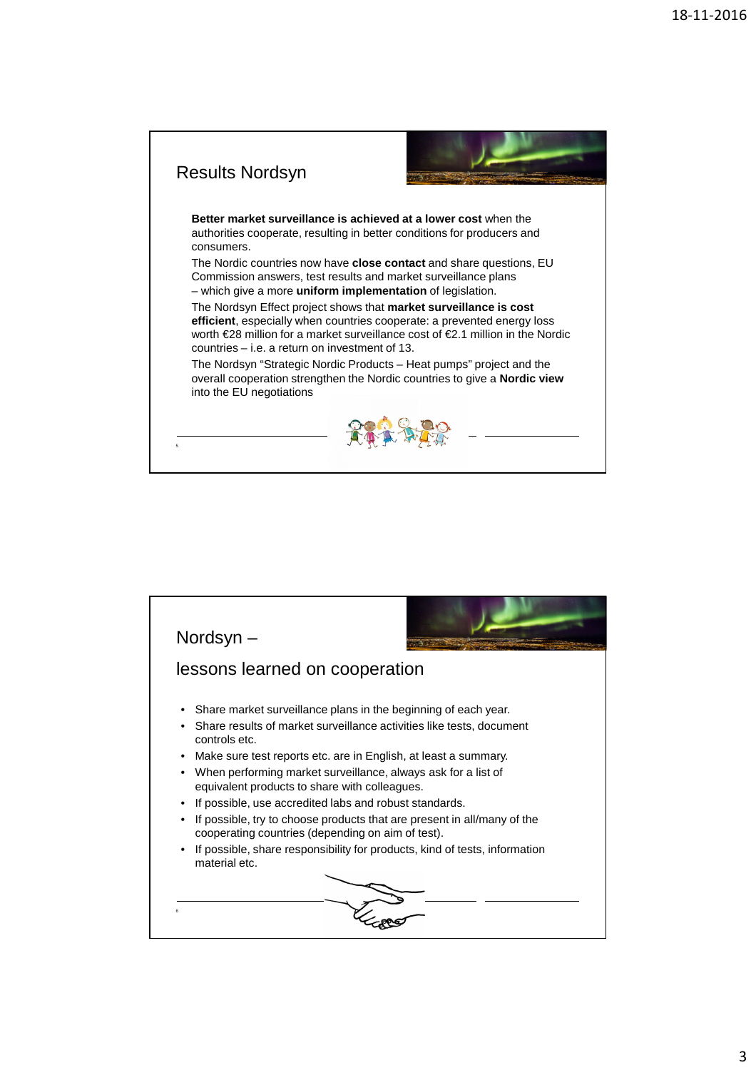## Results Nordsyn

**Better market surveillance is achieved at a lower cost** when the authorities cooperate, resulting in better conditions for producers and consumers.

The Nordic countries now have **close contact** and share questions, EU Commission answers, test results and market surveillance plans – which give a more **uniform implementation** of legislation.

The Nordsyn Effect project shows that **market surveillance is cost efficient**, especially when countries cooperate: a prevented energy loss worth €28 million for a market surveillance cost of €2.1 million in the Nordic countries – i.e. a return on investment of 13.

The Nordsyn "Strategic Nordic Products – Heat pumps" project and the overall cooperation strengthen the Nordic countries to give a **Nordic view** into the EU negotiations

## Nordsyn – lessons learned on cooperation

- Share market surveillance plans in the beginning of each year.
- Share results of market surveillance activities like tests, document controls etc.
- Make sure test reports etc. are in English, at least a summary.
- When performing market surveillance, always ask for a list of equivalent products to share with colleagues.
- If possible, use accredited labs and robust standards.
- If possible, try to choose products that are present in all/many of the cooperating countries (depending on aim of test).
- If possible, share responsibility for products, kind of tests, information material etc.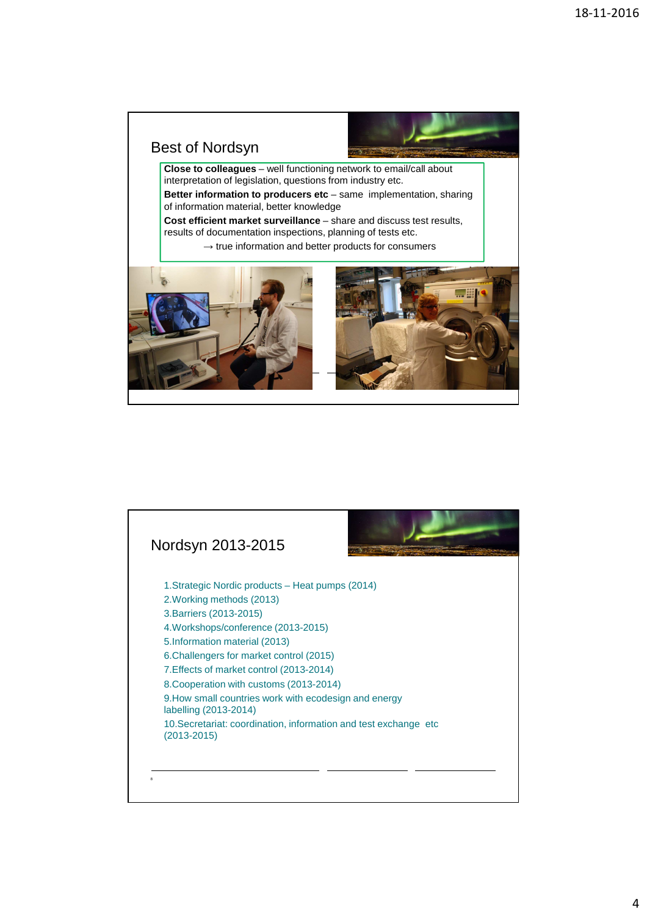## Best of Nordsyn

**Close to colleagues** – well functioning network to email/call about interpretation of legislation, questions from industry etc.

**Better information to producers etc** – same implementation, sharing of information material, better knowledge

**Cost efficient market surveillance** – share and discuss test results, results of documentation inspections, planning of tests etc.

→ true information and better products for consumers

## Nordsyn 2013-2015

1. Strategic Nordic products – Heat pumps (2014)
2. Working methods (2013)
3. Barriers (2013-2015)
4. Workshops/conference (2013-2015)
5. Information material (2013)
6. Challengers for market control (2015)
7. Effects of market control (2013-2014)
8. Cooperation with customs (2013-2014)
9. How small countries work with ecodesign and energy labelling (2013-2014)
10. Secretariat: coordination, information and test exchange etc (2013-2015)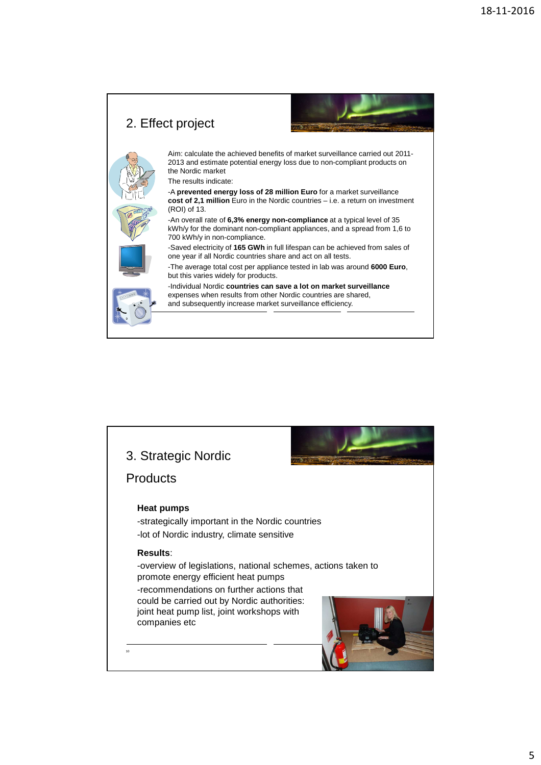## 2. Effect project

Aim: calculate the achieved benefits of market surveillance carried out 2011-2013 and estimate potential energy loss due to non-compliant products on the Nordic market

The results indicate:

-A **prevented energy loss of 28 million Euro** for a market surveillance **cost of 2,1 million** Euro in the Nordic countries – i.e. a return on investment (ROI) of 13.

-An overall rate of **6,3% energy non-compliance** at a typical level of 35 kWh/y for the dominant non-compliant appliances, and a spread from 1,6 to 700 kWh/y in non-compliance.

-Saved electricity of **165 GWh** in full lifespan can be achieved from sales of one year if all Nordic countries share and act on all tests.

-The average total cost per appliance tested in lab was around **6000 Euro**, but this varies widely for products.

-Individual Nordic **countries can save a lot on market surveillance** expenses when results from other Nordic countries are shared, and subsequently increase market surveillance efficiency.

## 3. Strategic Nordic Products

**Heat pumps**

-strategically important in the Nordic countries

-lot of Nordic industry, climate sensitive

**Results**:

-overview of legislations, national schemes, actions taken to promote energy efficient heat pumps

-recommendations on further actions that could be carried out by Nordic authorities: joint heat pump list, joint workshops with companies etc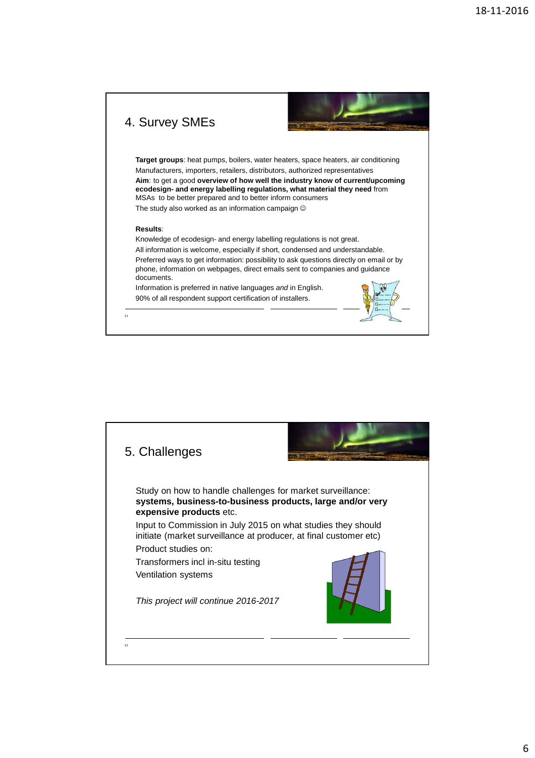## 4. Survey SMEs

**Target groups**: heat pumps, boilers, water heaters, space heaters, air conditioning

Manufacturers, importers, retailers, distributors, authorized representatives

**Aim**: to get a good **overview of how well the industry know of current/upcoming ecodesign- and energy labelling regulations, what material they need** from MSAs to be better prepared and to better inform consumers

The study also worked as an information campaign ☺

**Results**:

Knowledge of ecodesign- and energy labelling regulations is not great.

All information is welcome, especially if short, condensed and understandable.

Preferred ways to get information: possibility to ask questions directly on email or by phone, information on webpages, direct emails sent to companies and guidance documents.

Information is preferred in native languages *and* in English.

90% of all respondent support certification of installers.

## 5. Challenges

Study on how to handle challenges for market surveillance: **systems, business-to-business products, large and/or very expensive products** etc.

Input to Commission in July 2015 on what studies they should initiate (market surveillance at producer, at final customer etc)

Product studies on:

Transformers incl in-situ testing

Ventilation systems

*This project will continue 2016-2017*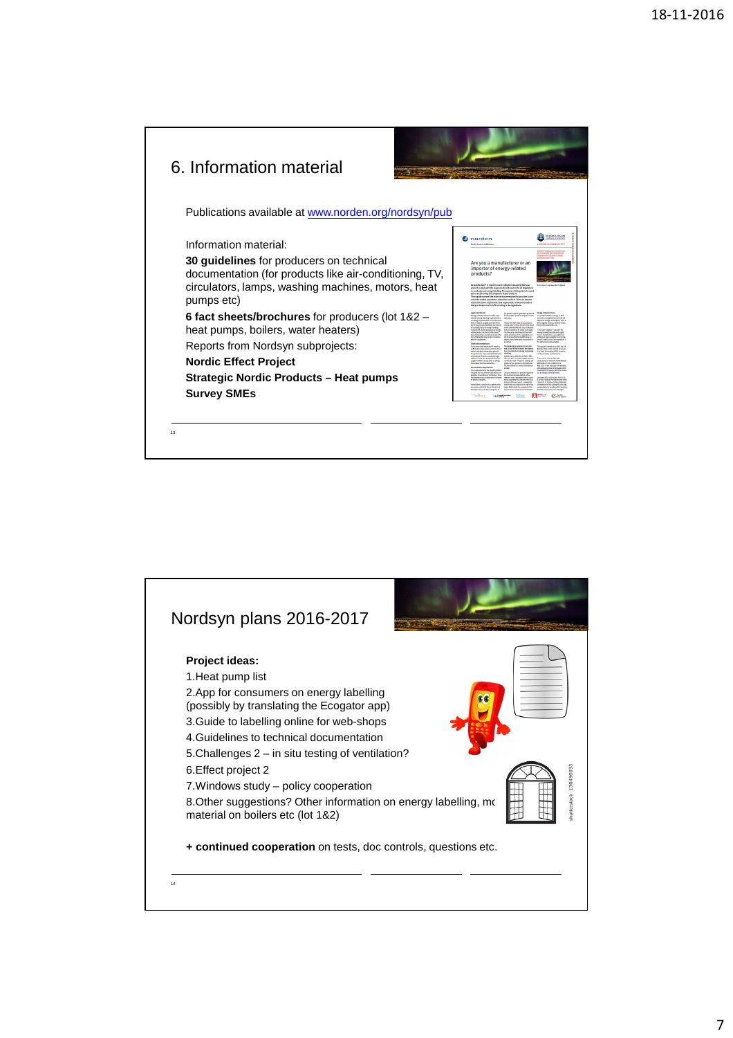## 6. Information material

Publications available at www.norden.org/nordsyn/pub

Information material:

**30 guidelines** for producers on technical documentation (for products like air-conditioning, TV, circulators, lamps, washing machines, motors, heat pumps etc)

**6 fact sheets/brochures** for producers (lot 1&2 – heat pumps, boilers, water heaters)

Reports from Nordsyn subprojects:

**Nordic Effect Project**

**Strategic Nordic Products – Heat pumps**

**Survey SMEs**

## Nordsyn plans 2016-2017

**Project ideas:**

1. Heat pump list
2. App for consumers on energy labelling (possibly by translating the Ecogator app)
3. Guide to labelling online for web-shops
4. Guidelines to technical documentation
5. Challenges 2 – in situ testing of ventilation?
6. Effect project 2
7. Windows study – policy cooperation
8. Other suggestions? Other information on energy labelling, mo material on boilers etc (lot 1&2)

**+ continued cooperation** on tests, doc controls, questions etc.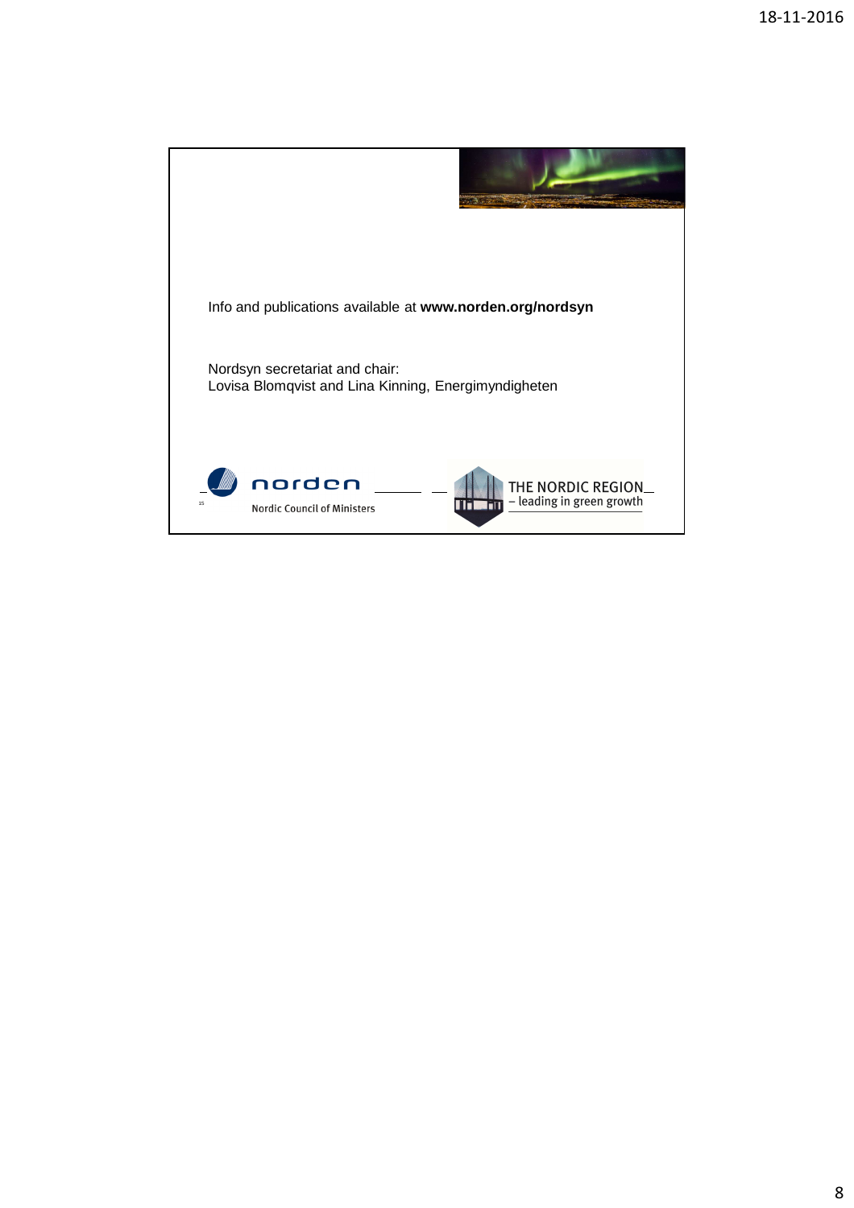Info and publications available at **www.norden.org/nordsyn**

Nordsyn secretariat and chair:
Lovisa Blomqvist and Lina Kinning, Energimyndigheten

norden

Nordic Council of Ministers

THE NORDIC REGION
– leading in green growth